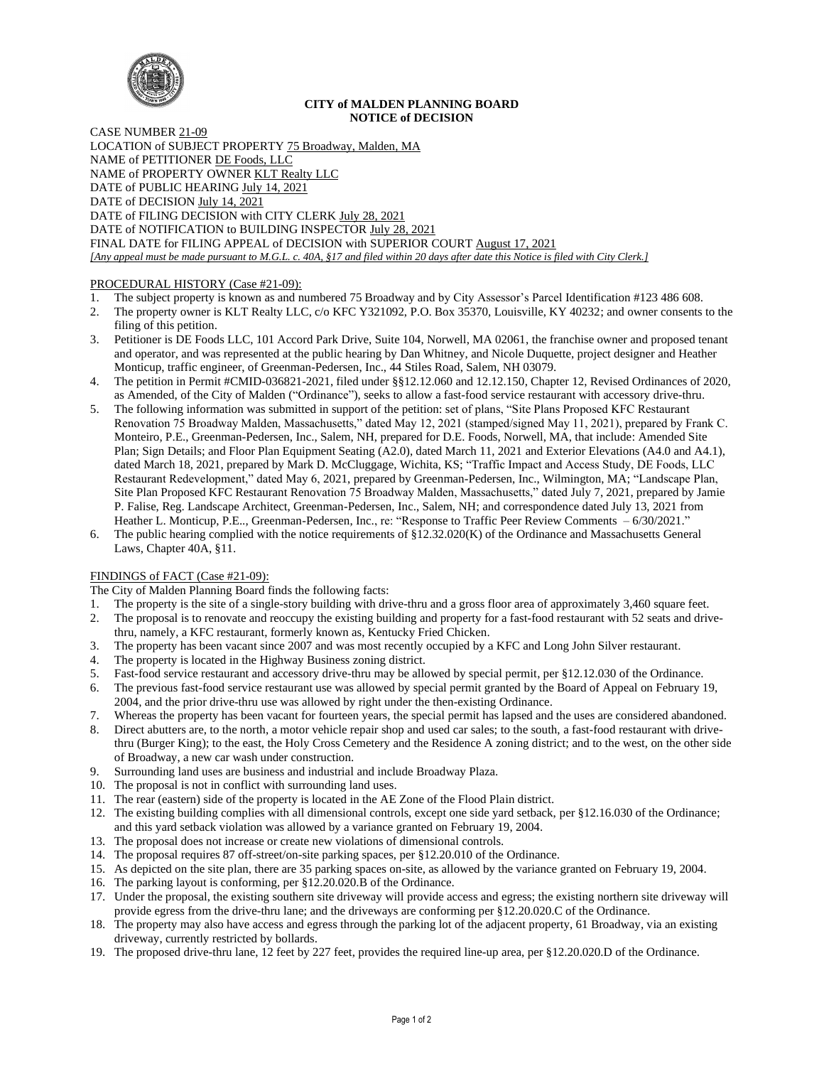**CITY of MALDEN PLANNING BOARD**
**NOTICE of DECISION**

CASE NUMBER 21-09
LOCATION of SUBJECT PROPERTY 75 Broadway, Malden, MA
NAME of PETITIONER DE Foods, LLC
NAME of PROPERTY OWNER KLT Realty LLC
DATE of PUBLIC HEARING July 14, 2021
DATE of DECISION July 14, 2021
DATE of FILING DECISION with CITY CLERK July 28, 2021
DATE of NOTIFICATION to BUILDING INSPECTOR July 28, 2021
FINAL DATE for FILING APPEAL of DECISION with SUPERIOR COURT August 17, 2021
*[Any appeal must be made pursuant to M.G.L. c. 40A, §17 and filed within 20 days after date this Notice is filed with City Clerk.]*

PROCEDURAL HISTORY (Case #21-09):

1. The subject property is known as and numbered 75 Broadway and by City Assessor's Parcel Identification #123 486 608.
2. The property owner is KLT Realty LLC, c/o KFC Y321092, P.O. Box 35370, Louisville, KY 40232; and owner consents to the filing of this petition.
3. Petitioner is DE Foods LLC, 101 Accord Park Drive, Suite 104, Norwell, MA 02061, the franchise owner and proposed tenant and operator, and was represented at the public hearing by Dan Whitney, and Nicole Duquette, project designer and Heather Monticup, traffic engineer, of Greenman-Pedersen, Inc., 44 Stiles Road, Salem, NH 03079.
4. The petition in Permit #CMID-036821-2021, filed under §§12.12.060 and 12.12.150, Chapter 12, Revised Ordinances of 2020, as Amended, of the City of Malden ("Ordinance"), seeks to allow a fast-food service restaurant with accessory drive-thru.
5. The following information was submitted in support of the petition: set of plans, "Site Plans Proposed KFC Restaurant Renovation 75 Broadway Malden, Massachusetts," dated May 12, 2021 (stamped/signed May 11, 2021), prepared by Frank C. Monteiro, P.E., Greenman-Pedersen, Inc., Salem, NH, prepared for D.E. Foods, Norwell, MA, that include: Amended Site Plan; Sign Details; and Floor Plan Equipment Seating (A2.0), dated March 11, 2021 and Exterior Elevations (A4.0 and A4.1), dated March 18, 2021, prepared by Mark D. McCluggage, Wichita, KS; "Traffic Impact and Access Study, DE Foods, LLC Restaurant Redevelopment," dated May 6, 2021, prepared by Greenman-Pedersen, Inc., Wilmington, MA; "Landscape Plan, Site Plan Proposed KFC Restaurant Renovation 75 Broadway Malden, Massachusetts," dated July 7, 2021, prepared by Jamie P. Falise, Reg. Landscape Architect, Greenman-Pedersen, Inc., Salem, NH; and correspondence dated July 13, 2021 from Heather L. Monticup, P.E.., Greenman-Pedersen, Inc., re: "Response to Traffic Peer Review Comments – 6/30/2021."
6. The public hearing complied with the notice requirements of §12.32.020(K) of the Ordinance and Massachusetts General Laws, Chapter 40A, §11.

FINDINGS of FACT (Case #21-09):

The City of Malden Planning Board finds the following facts:

1. The property is the site of a single-story building with drive-thru and a gross floor area of approximately 3,460 square feet.
2. The proposal is to renovate and reoccupy the existing building and property for a fast-food restaurant with 52 seats and drive-thru, namely, a KFC restaurant, formerly known as, Kentucky Fried Chicken.
3. The property has been vacant since 2007 and was most recently occupied by a KFC and Long John Silver restaurant.
4. The property is located in the Highway Business zoning district.
5. Fast-food service restaurant and accessory drive-thru may be allowed by special permit, per §12.12.030 of the Ordinance.
6. The previous fast-food service restaurant use was allowed by special permit granted by the Board of Appeal on February 19, 2004, and the prior drive-thru use was allowed by right under the then-existing Ordinance.
7. Whereas the property has been vacant for fourteen years, the special permit has lapsed and the uses are considered abandoned.
8. Direct abutters are, to the north, a motor vehicle repair shop and used car sales; to the south, a fast-food restaurant with drive-thru (Burger King); to the east, the Holy Cross Cemetery and the Residence A zoning district; and to the west, on the other side of Broadway, a new car wash under construction.
9. Surrounding land uses are business and industrial and include Broadway Plaza.
10. The proposal is not in conflict with surrounding land uses.
11. The rear (eastern) side of the property is located in the AE Zone of the Flood Plain district.
12. The existing building complies with all dimensional controls, except one side yard setback, per §12.16.030 of the Ordinance; and this yard setback violation was allowed by a variance granted on February 19, 2004.
13. The proposal does not increase or create new violations of dimensional controls.
14. The proposal requires 87 off-street/on-site parking spaces, per §12.20.010 of the Ordinance.
15. As depicted on the site plan, there are 35 parking spaces on-site, as allowed by the variance granted on February 19, 2004.
16. The parking layout is conforming, per §12.20.020.B of the Ordinance.
17. Under the proposal, the existing southern site driveway will provide access and egress; the existing northern site driveway will provide egress from the drive-thru lane; and the driveways are conforming per §12.20.020.C of the Ordinance.
18. The property may also have access and egress through the parking lot of the adjacent property, 61 Broadway, via an existing driveway, currently restricted by bollards.
19. The proposed drive-thru lane, 12 feet by 227 feet, provides the required line-up area, per §12.20.020.D of the Ordinance.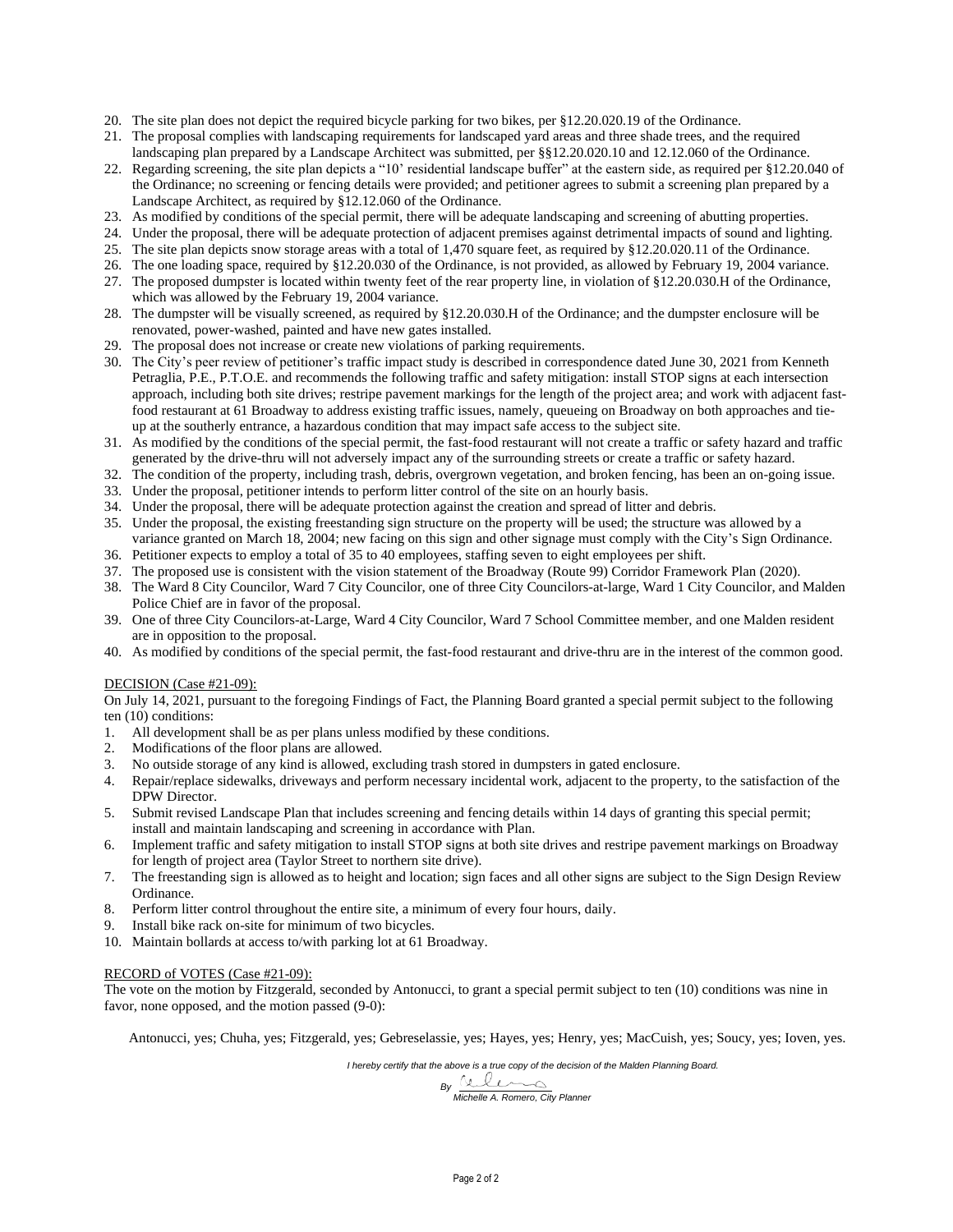20. The site plan does not depict the required bicycle parking for two bikes, per §12.20.020.19 of the Ordinance.
21. The proposal complies with landscaping requirements for landscaped yard areas and three shade trees, and the required landscaping plan prepared by a Landscape Architect was submitted, per §§12.20.020.10 and 12.12.060 of the Ordinance.
22. Regarding screening, the site plan depicts a "10' residential landscape buffer" at the eastern side, as required per §12.20.040 of the Ordinance; no screening or fencing details were provided; and petitioner agrees to submit a screening plan prepared by a Landscape Architect, as required by §12.12.060 of the Ordinance.
23. As modified by conditions of the special permit, there will be adequate landscaping and screening of abutting properties.
24. Under the proposal, there will be adequate protection of adjacent premises against detrimental impacts of sound and lighting.
25. The site plan depicts snow storage areas with a total of 1,470 square feet, as required by §12.20.020.11 of the Ordinance.
26. The one loading space, required by §12.20.030 of the Ordinance, is not provided, as allowed by February 19, 2004 variance.
27. The proposed dumpster is located within twenty feet of the rear property line, in violation of §12.20.030.H of the Ordinance, which was allowed by the February 19, 2004 variance.
28. The dumpster will be visually screened, as required by §12.20.030.H of the Ordinance; and the dumpster enclosure will be renovated, power-washed, painted and have new gates installed.
29. The proposal does not increase or create new violations of parking requirements.
30. The City's peer review of petitioner's traffic impact study is described in correspondence dated June 30, 2021 from Kenneth Petraglia, P.E., P.T.O.E. and recommends the following traffic and safety mitigation: install STOP signs at each intersection approach, including both site drives; restripe pavement markings for the length of the project area; and work with adjacent fast-food restaurant at 61 Broadway to address existing traffic issues, namely, queueing on Broadway on both approaches and tie-up at the southerly entrance, a hazardous condition that may impact safe access to the subject site.
31. As modified by the conditions of the special permit, the fast-food restaurant will not create a traffic or safety hazard and traffic generated by the drive-thru will not adversely impact any of the surrounding streets or create a traffic or safety hazard.
32. The condition of the property, including trash, debris, overgrown vegetation, and broken fencing, has been an on-going issue.
33. Under the proposal, petitioner intends to perform litter control of the site on an hourly basis.
34. Under the proposal, there will be adequate protection against the creation and spread of litter and debris.
35. Under the proposal, the existing freestanding sign structure on the property will be used; the structure was allowed by a variance granted on March 18, 2004; new facing on this sign and other signage must comply with the City's Sign Ordinance.
36. Petitioner expects to employ a total of 35 to 40 employees, staffing seven to eight employees per shift.
37. The proposed use is consistent with the vision statement of the Broadway (Route 99) Corridor Framework Plan (2020).
38. The Ward 8 City Councilor, Ward 7 City Councilor, one of three City Councilors-at-large, Ward 1 City Councilor, and Malden Police Chief are in favor of the proposal.
39. One of three City Councilors-at-Large, Ward 4 City Councilor, Ward 7 School Committee member, and one Malden resident are in opposition to the proposal.
40. As modified by conditions of the special permit, the fast-food restaurant and drive-thru are in the interest of the common good.

DECISION (Case #21-09):

On July 14, 2021, pursuant to the foregoing Findings of Fact, the Planning Board granted a special permit subject to the following ten (10) conditions:

1. All development shall be as per plans unless modified by these conditions.
2. Modifications of the floor plans are allowed.
3. No outside storage of any kind is allowed, excluding trash stored in dumpsters in gated enclosure.
4. Repair/replace sidewalks, driveways and perform necessary incidental work, adjacent to the property, to the satisfaction of the DPW Director.
5. Submit revised Landscape Plan that includes screening and fencing details within 14 days of granting this special permit; install and maintain landscaping and screening in accordance with Plan.
6. Implement traffic and safety mitigation to install STOP signs at both site drives and restripe pavement markings on Broadway for length of project area (Taylor Street to northern site drive).
7. The freestanding sign is allowed as to height and location; sign faces and all other signs are subject to the Sign Design Review Ordinance.
8. Perform litter control throughout the entire site, a minimum of every four hours, daily.
9. Install bike rack on-site for minimum of two bicycles.
10. Maintain bollards at access to/with parking lot at 61 Broadway.

RECORD of VOTES (Case #21-09):

The vote on the motion by Fitzgerald, seconded by Antonucci, to grant a special permit subject to ten (10) conditions was nine in favor, none opposed, and the motion passed (9-0):

Antonucci, yes; Chuha, yes; Fitzgerald, yes; Gebreselassie, yes; Hayes, yes; Henry, yes; MacCuish, yes; Soucy, yes; Ioven, yes.

*I hereby certify that the above is a true copy of the decision of the Malden Planning Board.*

By ________
*Michelle A. Romero, City Planner*